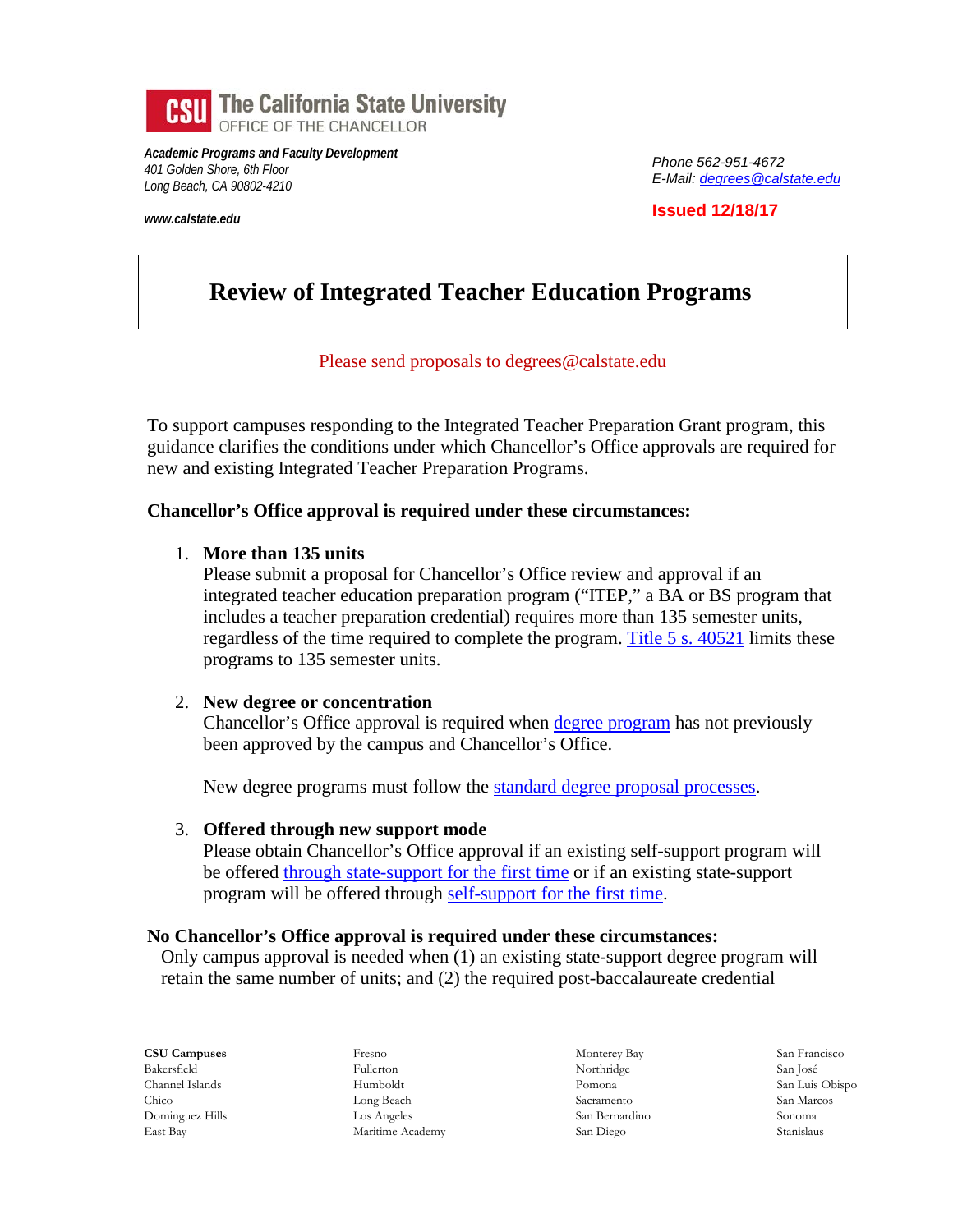**CSU The California State University**
OFFICE OF THE CHANCELLOR

***Academic Programs and Faculty Development***
*401 Golden Shore, 6th Floor*
*Long Beach, CA 90802-4210*

***www.calstate.edu***

*Phone 562-951-4672*
*E-Mail: degrees@calstate.edu*

**Issued 12/18/17**

# Review of Integrated Teacher Education Programs

Please send proposals to degrees@calstate.edu

To support campuses responding to the Integrated Teacher Preparation Grant program, this guidance clarifies the conditions under which Chancellor's Office approvals are required for new and existing Integrated Teacher Preparation Programs.

**Chancellor's Office approval is required under these circumstances:**

1. **More than 135 units**
   Please submit a proposal for Chancellor's Office review and approval if an integrated teacher education preparation program ("ITEP," a BA or BS program that includes a teacher preparation credential) requires more than 135 semester units, regardless of the time required to complete the program. Title 5 s. 40521 limits these programs to 135 semester units.

2. **New degree or concentration**
   Chancellor's Office approval is required when degree program has not previously been approved by the campus and Chancellor's Office.

   New degree programs must follow the standard degree proposal processes.

3. **Offered through new support mode**
   Please obtain Chancellor's Office approval if an existing self-support program will be offered through state-support for the first time or if an existing state-support program will be offered through self-support for the first time.

**No Chancellor's Office approval is required under these circumstances:**
Only campus approval is needed when (1) an existing state-support degree program will retain the same number of units; and (2) the required post-baccalaureate credential

**CSU Campuses**
Bakersfield
Channel Islands
Chico
Dominguez Hills
East Bay
Fresno
Fullerton
Humboldt
Long Beach
Los Angeles
Maritime Academy
Monterey Bay
Northridge
Pomona
Sacramento
San Bernardino
San Diego
San Francisco
San José
San Luis Obispo
San Marcos
Sonoma
Stanislaus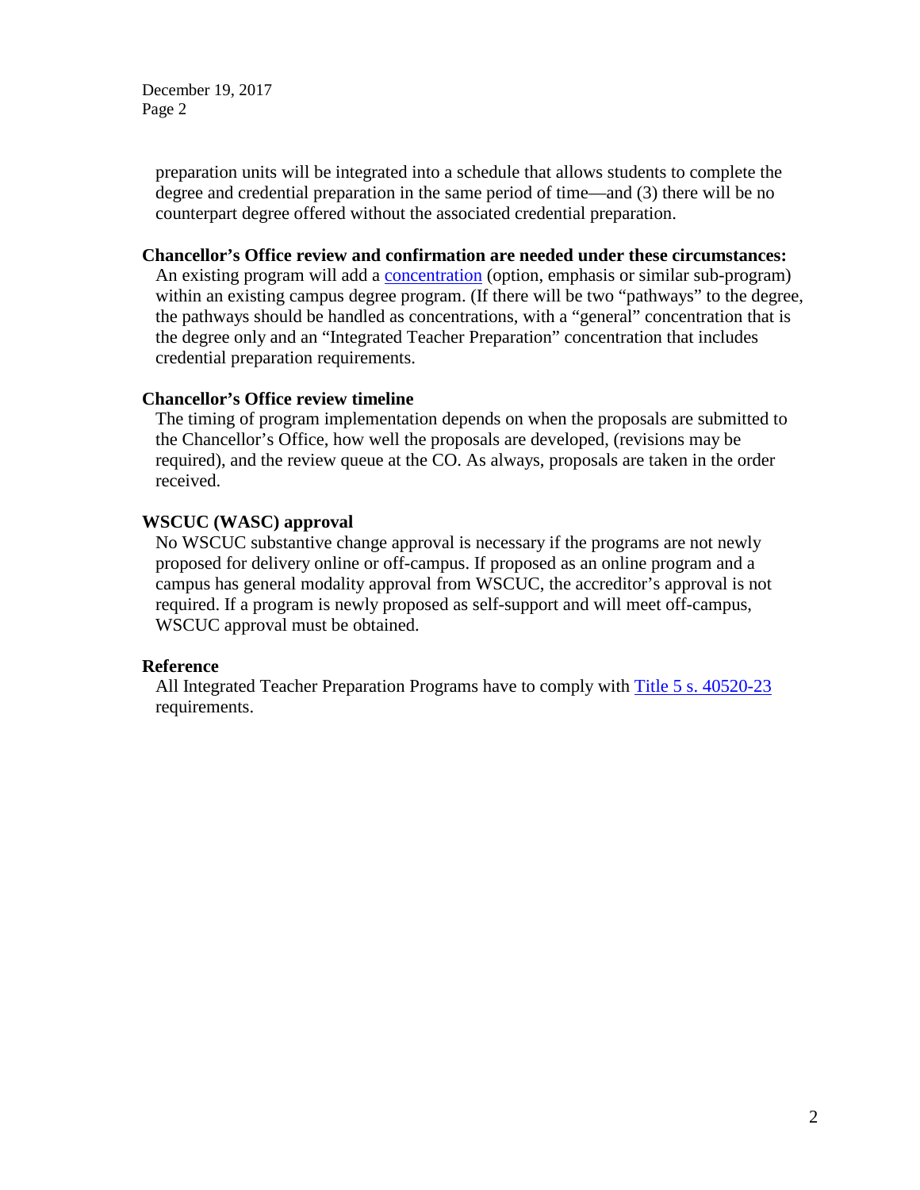preparation units will be integrated into a schedule that allows students to complete the degree and credential preparation in the same period of time—and (3) there will be no counterpart degree offered without the associated credential preparation.

**Chancellor's Office review and confirmation are needed under these circumstances:**

An existing program will add a concentration (option, emphasis or similar sub-program) within an existing campus degree program. (If there will be two "pathways" to the degree, the pathways should be handled as concentrations, with a "general" concentration that is the degree only and an "Integrated Teacher Preparation" concentration that includes credential preparation requirements.

**Chancellor's Office review timeline**

The timing of program implementation depends on when the proposals are submitted to the Chancellor's Office, how well the proposals are developed, (revisions may be required), and the review queue at the CO. As always, proposals are taken in the order received.

**WSCUC (WASC) approval**

No WSCUC substantive change approval is necessary if the programs are not newly proposed for delivery online or off-campus. If proposed as an online program and a campus has general modality approval from WSCUC, the accreditor's approval is not required. If a program is newly proposed as self-support and will meet off-campus, WSCUC approval must be obtained.

**Reference**

All Integrated Teacher Preparation Programs have to comply with Title 5 s. 40520-23 requirements.